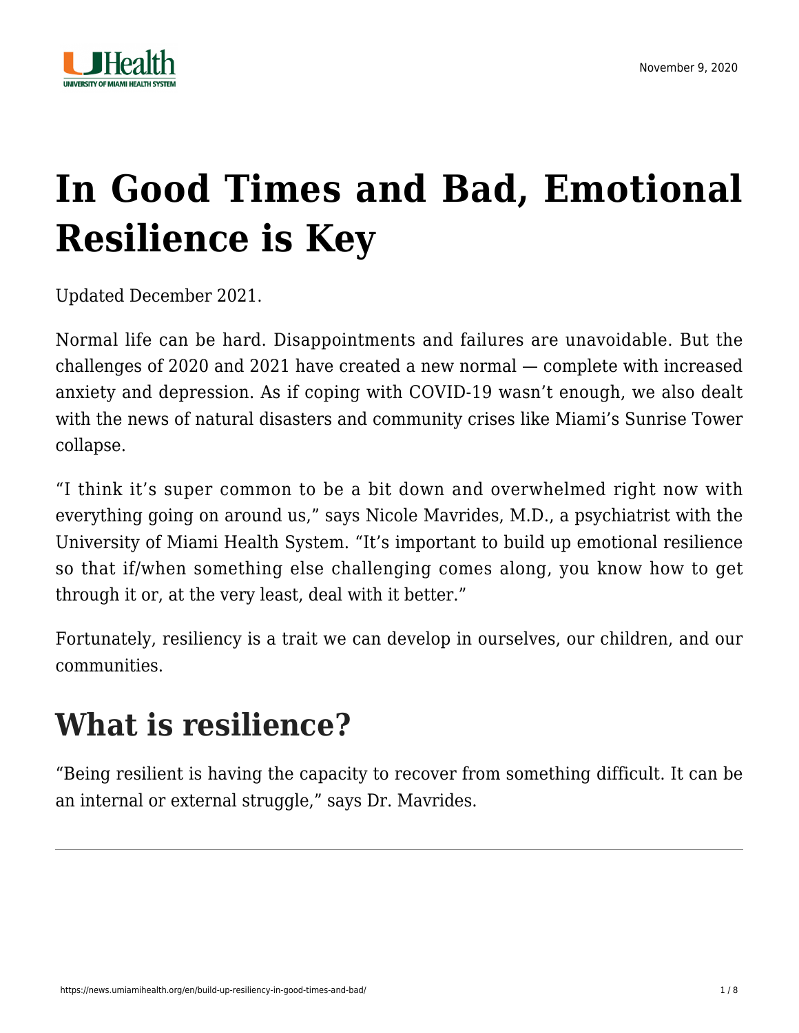# In Good Times and Bad, Emotional Resilience is Key

Updated December 2021.

Normal life can be hard. Disappointments and failures are unavoidable. But the challenges of 2020 and 2021 have created a new normal — complete with increased anxiety and depression. As if coping with COVID-19 wasn't enough, we also dealt with the news of natural disasters and community crises like Miami's Sunrise Tower collapse.

"I think it's super common to be a bit down and overwhelmed right now with everything going on around us," says Nicole Mavrides, M.D., a psychiatrist with the University of Miami Health System. "It's important to build up emotional resilience so that if/when something else challenging comes along, you know how to get through it or, at the very least, deal with it better."

Fortunately, resiliency is a trait we can develop in ourselves, our children, and our communities.

## What is resilience?

"Being resilient is having the capacity to recover from something difficult. It can be an internal or external struggle," says Dr. Mavrides.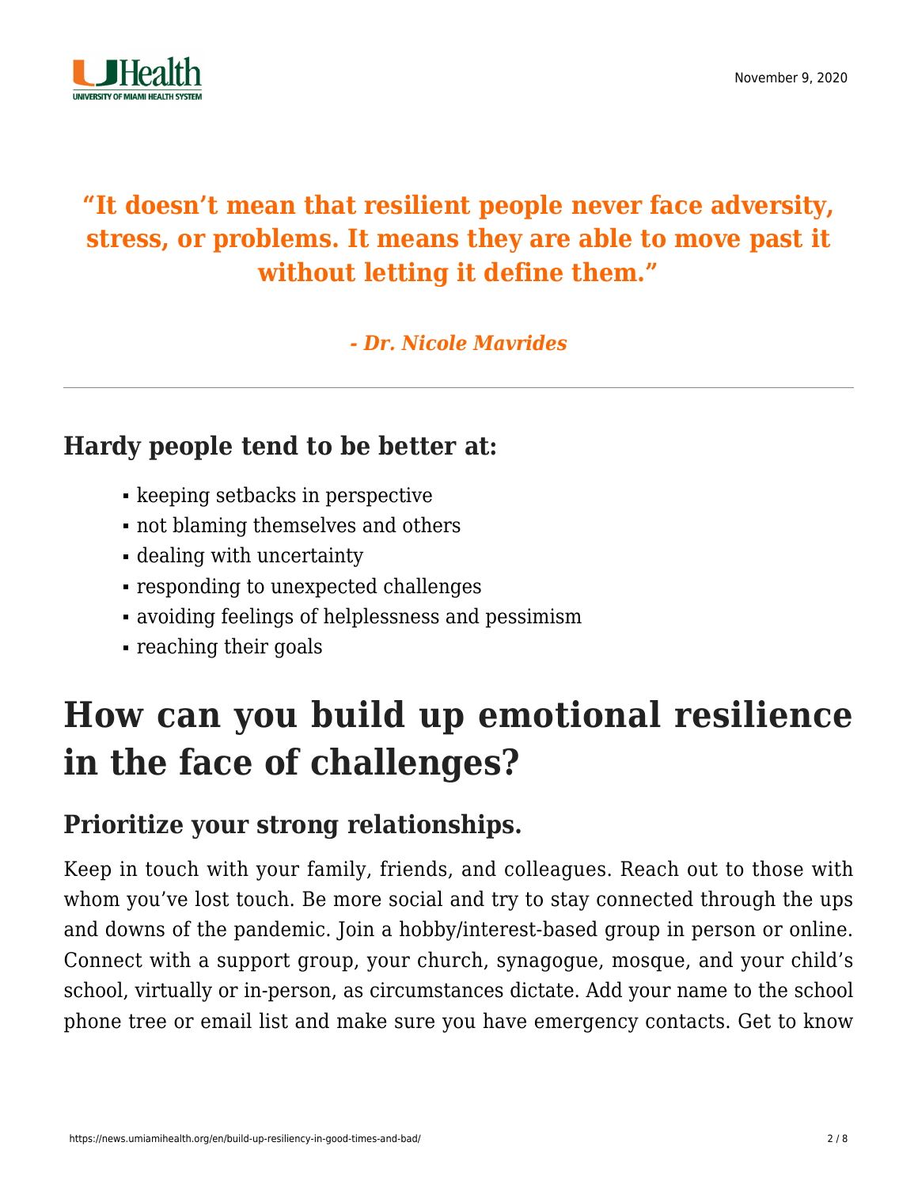**“It doesn’t mean that resilient people never face adversity, stress, or problems. It means they are able to move past it without letting it define them.”**

***- Dr. Nicole Mavrides***

---

### Hardy people tend to be better at:

- keeping setbacks in perspective
- not blaming themselves and others
- dealing with uncertainty
- responding to unexpected challenges
- avoiding feelings of helplessness and pessimism
- reaching their goals

## How can you build up emotional resilience in the face of challenges?

### Prioritize your strong relationships.

Keep in touch with your family, friends, and colleagues. Reach out to those with whom you’ve lost touch. Be more social and try to stay connected through the ups and downs of the pandemic. Join a hobby/interest-based group in person or online. Connect with a support group, your church, synagogue, mosque, and your child’s school, virtually or in-person, as circumstances dictate. Add your name to the school phone tree or email list and make sure you have emergency contacts. Get to know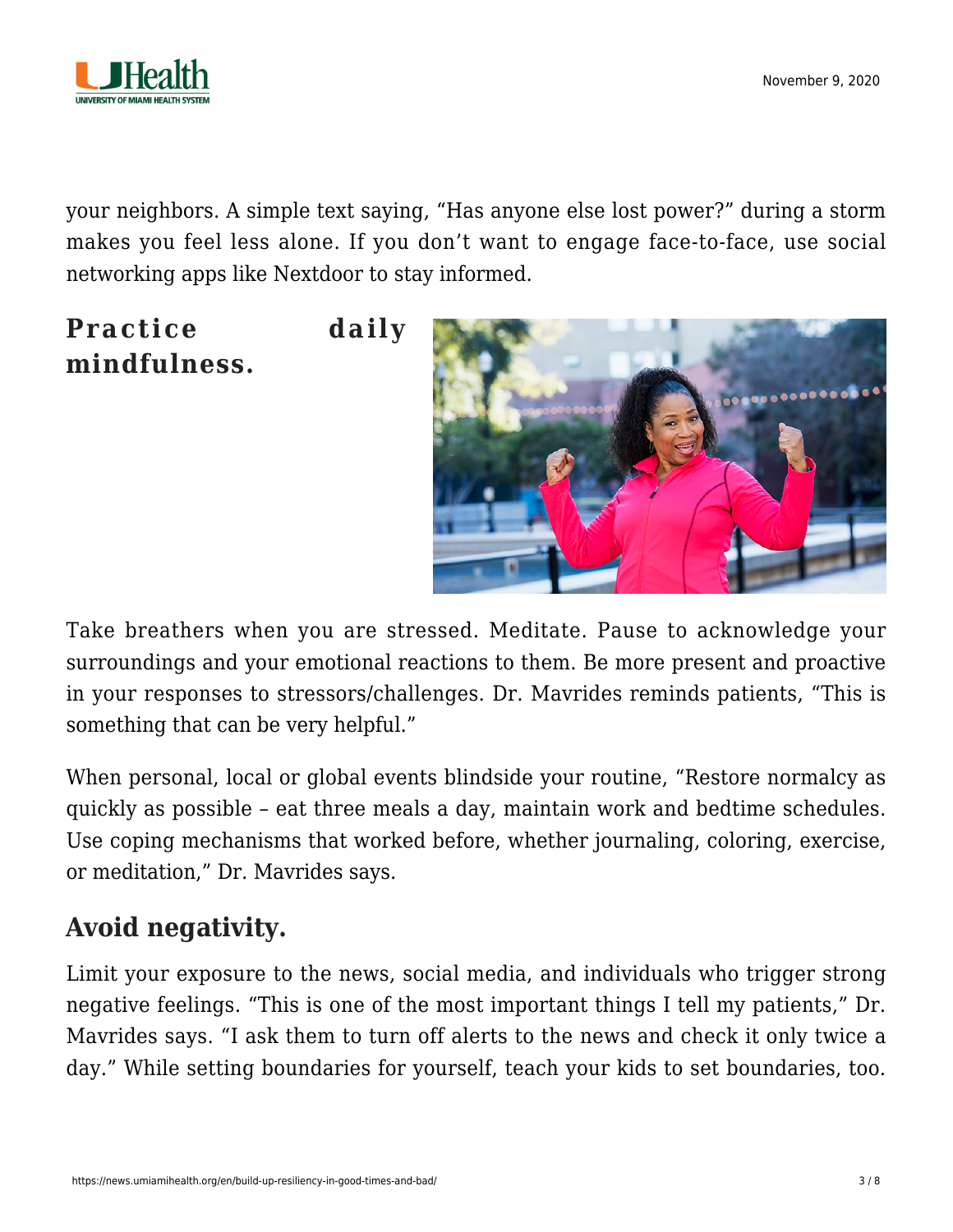your neighbors. A simple text saying, "Has anyone else lost power?" during a storm makes you feel less alone. If you don't want to engage face-to-face, use social networking apps like Nextdoor to stay informed.

## Practice daily mindfulness.

Take breathers when you are stressed. Meditate. Pause to acknowledge your surroundings and your emotional reactions to them. Be more present and proactive in your responses to stressors/challenges. Dr. Mavrides reminds patients, "This is something that can be very helpful."

When personal, local or global events blindside your routine, "Restore normalcy as quickly as possible – eat three meals a day, maintain work and bedtime schedules. Use coping mechanisms that worked before, whether journaling, coloring, exercise, or meditation," Dr. Mavrides says.

## Avoid negativity.

Limit your exposure to the news, social media, and individuals who trigger strong negative feelings. "This is one of the most important things I tell my patients," Dr. Mavrides says. "I ask them to turn off alerts to the news and check it only twice a day." While setting boundaries for yourself, teach your kids to set boundaries, too.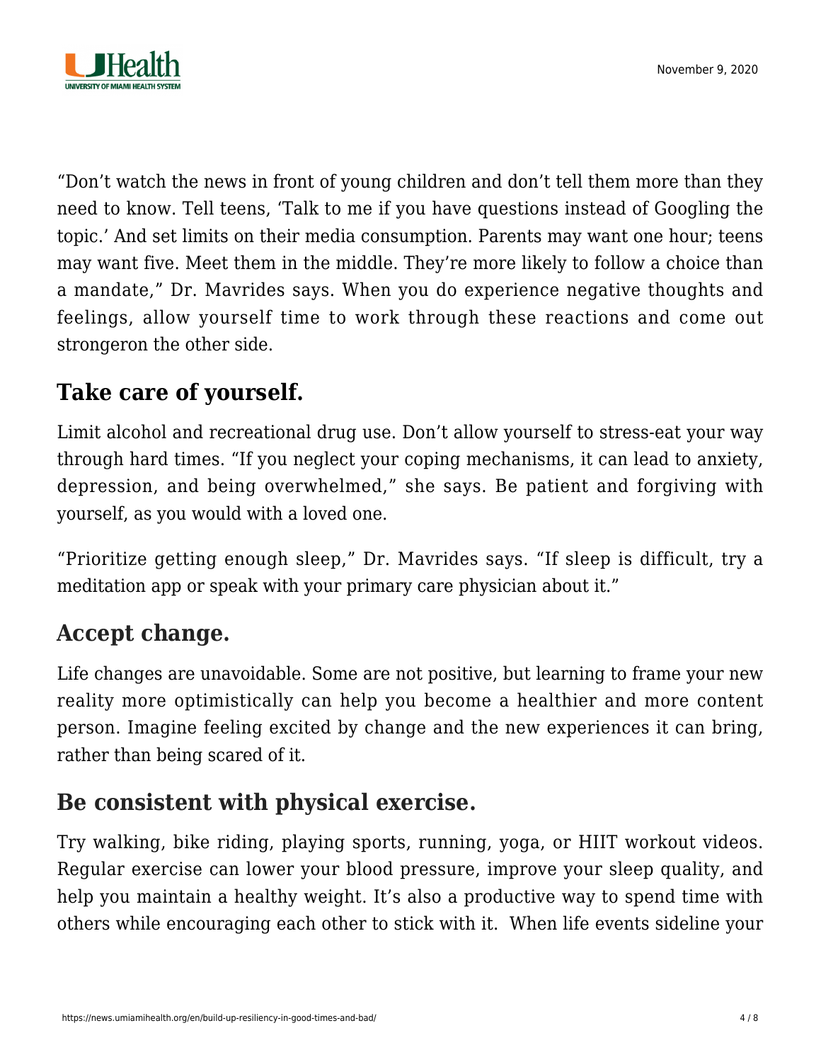“Don’t watch the news in front of young children and don’t tell them more than they need to know. Tell teens, ‘Talk to me if you have questions instead of Googling the topic.’ And set limits on their media consumption. Parents may want one hour; teens may want five. Meet them in the middle. They’re more likely to follow a choice than a mandate,” Dr. Mavrides says. When you do experience negative thoughts and feelings, allow yourself time to work through these reactions and come out strongeron the other side.

## Take care of yourself.

Limit alcohol and recreational drug use. Don’t allow yourself to stress-eat your way through hard times. “If you neglect your coping mechanisms, it can lead to anxiety, depression, and being overwhelmed,” she says. Be patient and forgiving with yourself, as you would with a loved one.

“Prioritize getting enough sleep,” Dr. Mavrides says. “If sleep is difficult, try a meditation app or speak with your primary care physician about it.”

## Accept change.

Life changes are unavoidable. Some are not positive, but learning to frame your new reality more optimistically can help you become a healthier and more content person. Imagine feeling excited by change and the new experiences it can bring, rather than being scared of it.

## Be consistent with physical exercise.

Try walking, bike riding, playing sports, running, yoga, or HIIT workout videos. Regular exercise can lower your blood pressure, improve your sleep quality, and help you maintain a healthy weight. It’s also a productive way to spend time with others while encouraging each other to stick with it. When life events sideline your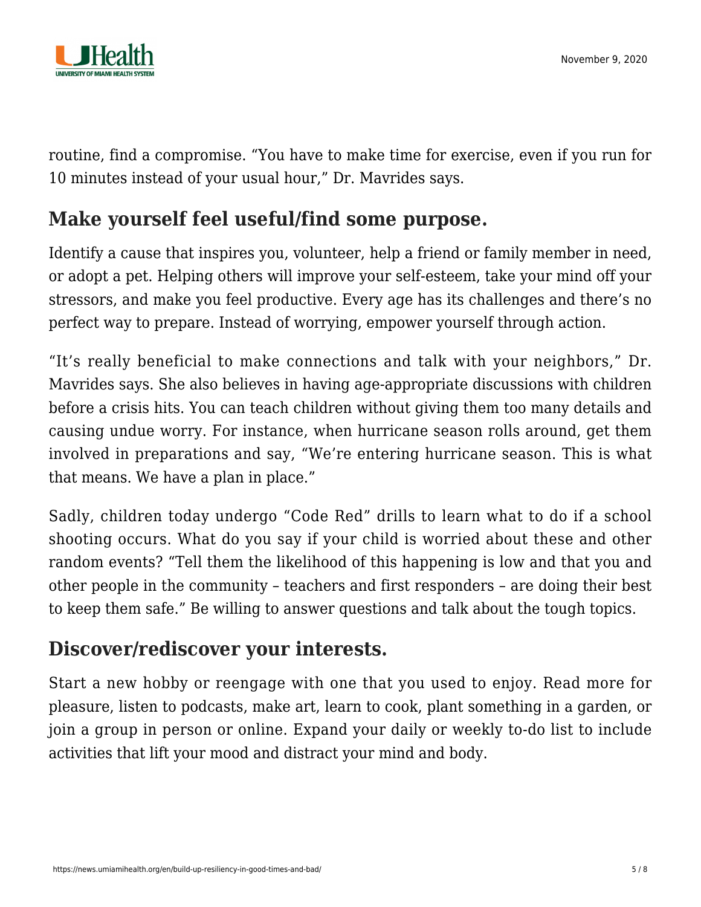routine, find a compromise. “You have to make time for exercise, even if you run for 10 minutes instead of your usual hour,” Dr. Mavrides says.

## Make yourself feel useful/find some purpose.

Identify a cause that inspires you, volunteer, help a friend or family member in need, or adopt a pet. Helping others will improve your self-esteem, take your mind off your stressors, and make you feel productive. Every age has its challenges and there’s no perfect way to prepare. Instead of worrying, empower yourself through action.

“It’s really beneficial to make connections and talk with your neighbors,” Dr. Mavrides says. She also believes in having age-appropriate discussions with children before a crisis hits. You can teach children without giving them too many details and causing undue worry. For instance, when hurricane season rolls around, get them involved in preparations and say, “We’re entering hurricane season. This is what that means. We have a plan in place.”

Sadly, children today undergo “Code Red” drills to learn what to do if a school shooting occurs. What do you say if your child is worried about these and other random events? “Tell them the likelihood of this happening is low and that you and other people in the community – teachers and first responders – are doing their best to keep them safe.” Be willing to answer questions and talk about the tough topics.

## Discover/rediscover your interests.

Start a new hobby or reengage with one that you used to enjoy. Read more for pleasure, listen to podcasts, make art, learn to cook, plant something in a garden, or join a group in person or online. Expand your daily or weekly to-do list to include activities that lift your mood and distract your mind and body.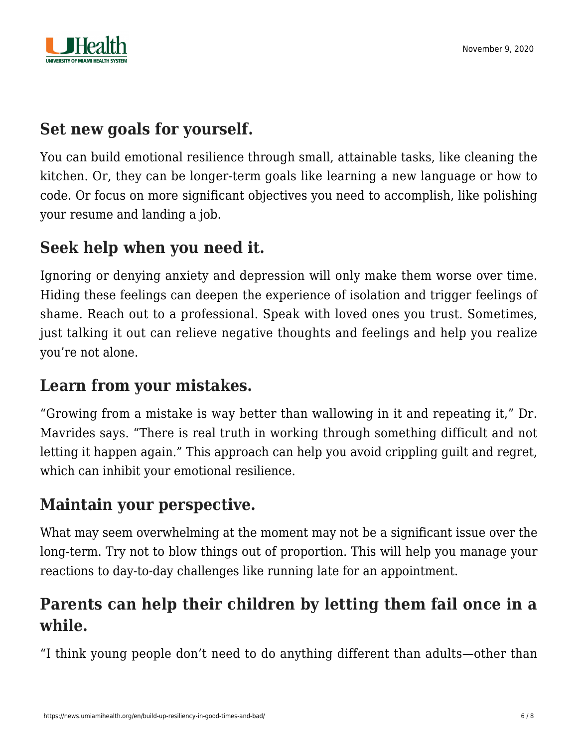## Set new goals for yourself.

You can build emotional resilience through small, attainable tasks, like cleaning the kitchen. Or, they can be longer-term goals like learning a new language or how to code. Or focus on more significant objectives you need to accomplish, like polishing your resume and landing a job.

## Seek help when you need it.

Ignoring or denying anxiety and depression will only make them worse over time. Hiding these feelings can deepen the experience of isolation and trigger feelings of shame. Reach out to a professional. Speak with loved ones you trust. Sometimes, just talking it out can relieve negative thoughts and feelings and help you realize you're not alone.

## Learn from your mistakes.

"Growing from a mistake is way better than wallowing in it and repeating it," Dr. Mavrides says. "There is real truth in working through something difficult and not letting it happen again." This approach can help you avoid crippling guilt and regret, which can inhibit your emotional resilience.

## Maintain your perspective.

What may seem overwhelming at the moment may not be a significant issue over the long-term. Try not to blow things out of proportion. This will help you manage your reactions to day-to-day challenges like running late for an appointment.

## Parents can help their children by letting them fail once in a while.

"I think young people don't need to do anything different than adults—other than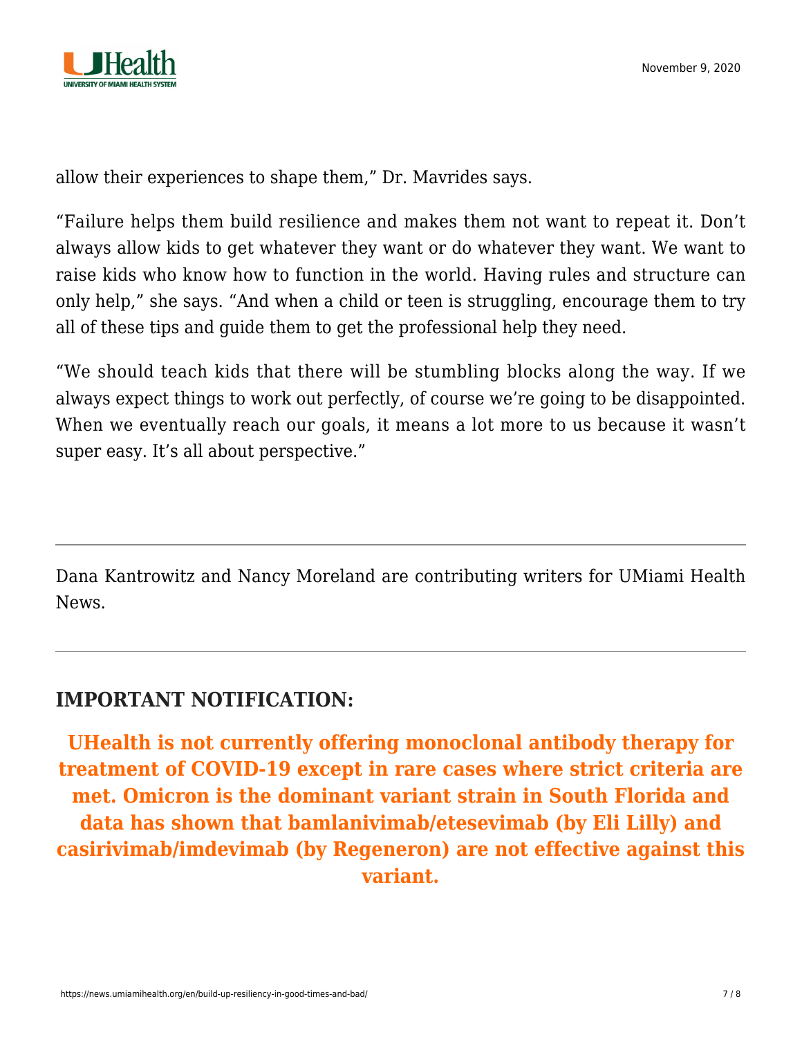allow their experiences to shape them," Dr. Mavrides says.

"Failure helps them build resilience and makes them not want to repeat it. Don't always allow kids to get whatever they want or do whatever they want. We want to raise kids who know how to function in the world. Having rules and structure can only help," she says. "And when a child or teen is struggling, encourage them to try all of these tips and guide them to get the professional help they need.

"We should teach kids that there will be stumbling blocks along the way. If we always expect things to work out perfectly, of course we're going to be disappointed. When we eventually reach our goals, it means a lot more to us because it wasn't super easy. It's all about perspective."

---

Dana Kantrowitz and Nancy Moreland are contributing writers for UMiami Health News.

---

## IMPORTANT NOTIFICATION:

**UHealth is not currently offering monoclonal antibody therapy for treatment of COVID-19 except in rare cases where strict criteria are met. Omicron is the dominant variant strain in South Florida and data has shown that bamlanivimab/etesevimab (by Eli Lilly) and casirivimab/imdevimab (by Regeneron) are not effective against this variant.**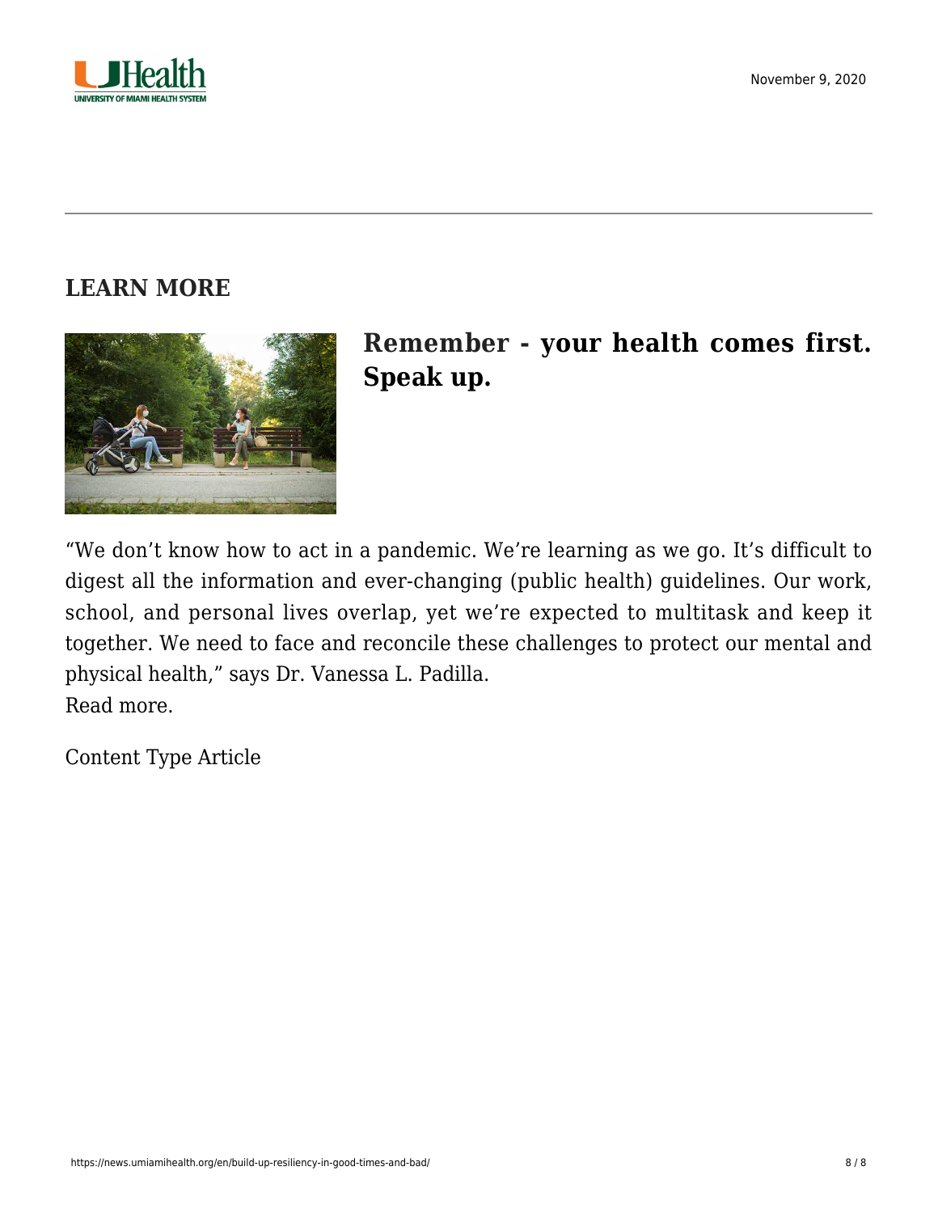## LEARN MORE

### Remember - your health comes first. Speak up.

“We don’t know how to act in a pandemic. We’re learning as we go. It’s difficult to digest all the information and ever-changing (public health) guidelines. Our work, school, and personal lives overlap, yet we’re expected to multitask and keep it together. We need to face and reconcile these challenges to protect our mental and physical health,” says Dr. Vanessa L. Padilla.
Read more.

Content Type Article